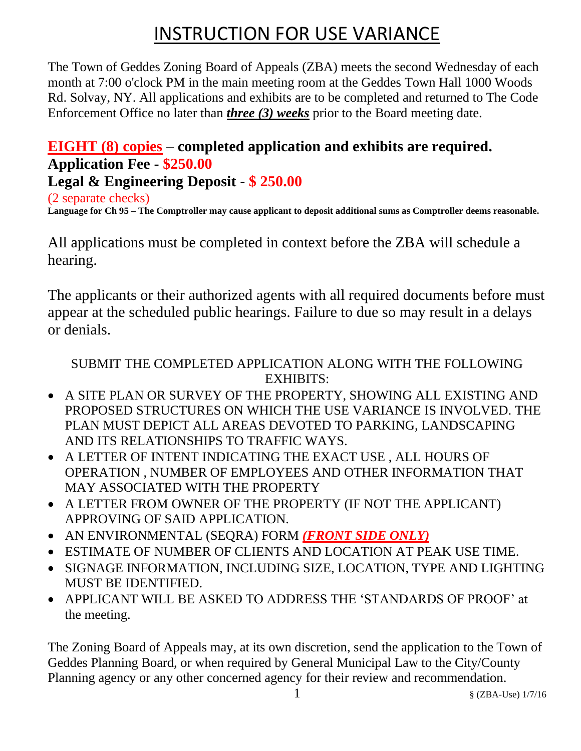# INSTRUCTION FOR USE VARIANCE

The Town of Geddes Zoning Board of Appeals (ZBA) meets the second Wednesday of each month at 7:00 o'clock PM in the main meeting room at the Geddes Town Hall 1000 Woods Rd. Solvay, NY. All applications and exhibits are to be completed and returned to The Code Enforcement Office no later than ***three (3) weeks*** prior to the Board meeting date.

**EIGHT (8) copies – completed application and exhibits are required.**
**Application Fee - $250.00**
**Legal & Engineering Deposit - $ 250.00**
(2 separate checks)
**Language for Ch 95 – The Comptroller may cause applicant to deposit additional sums as Comptroller deems reasonable.**

All applications must be completed in context before the ZBA will schedule a hearing.

The applicants or their authorized agents with all required documents before must appear at the scheduled public hearings. Failure to due so may result in a delays or denials.

SUBMIT THE COMPLETED APPLICATION ALONG WITH THE FOLLOWING EXHIBITS:

- A SITE PLAN OR SURVEY OF THE PROPERTY, SHOWING ALL EXISTING AND PROPOSED STRUCTURES ON WHICH THE USE VARIANCE IS INVOLVED. THE PLAN MUST DEPICT ALL AREAS DEVOTED TO PARKING, LANDSCAPING AND ITS RELATIONSHIPS TO TRAFFIC WAYS.
- A LETTER OF INTENT INDICATING THE EXACT USE , ALL HOURS OF OPERATION , NUMBER OF EMPLOYEES AND OTHER INFORMATION THAT MAY ASSOCIATED WITH THE PROPERTY
- A LETTER FROM OWNER OF THE PROPERTY (IF NOT THE APPLICANT) APPROVING OF SAID APPLICATION.
- AN ENVIRONMENTAL (SEQRA) FORM ***(FRONT SIDE ONLY)***
- ESTIMATE OF NUMBER OF CLIENTS AND LOCATION AT PEAK USE TIME.
- SIGNAGE INFORMATION, INCLUDING SIZE, LOCATION, TYPE AND LIGHTING MUST BE IDENTIFIED.
- APPLICANT WILL BE ASKED TO ADDRESS THE 'STANDARDS OF PROOF' at the meeting.

The Zoning Board of Appeals may, at its own discretion, send the application to the Town of Geddes Planning Board, or when required by General Municipal Law to the City/County Planning agency or any other concerned agency for their review and recommendation.

§ (ZBA-Use) 1/7/16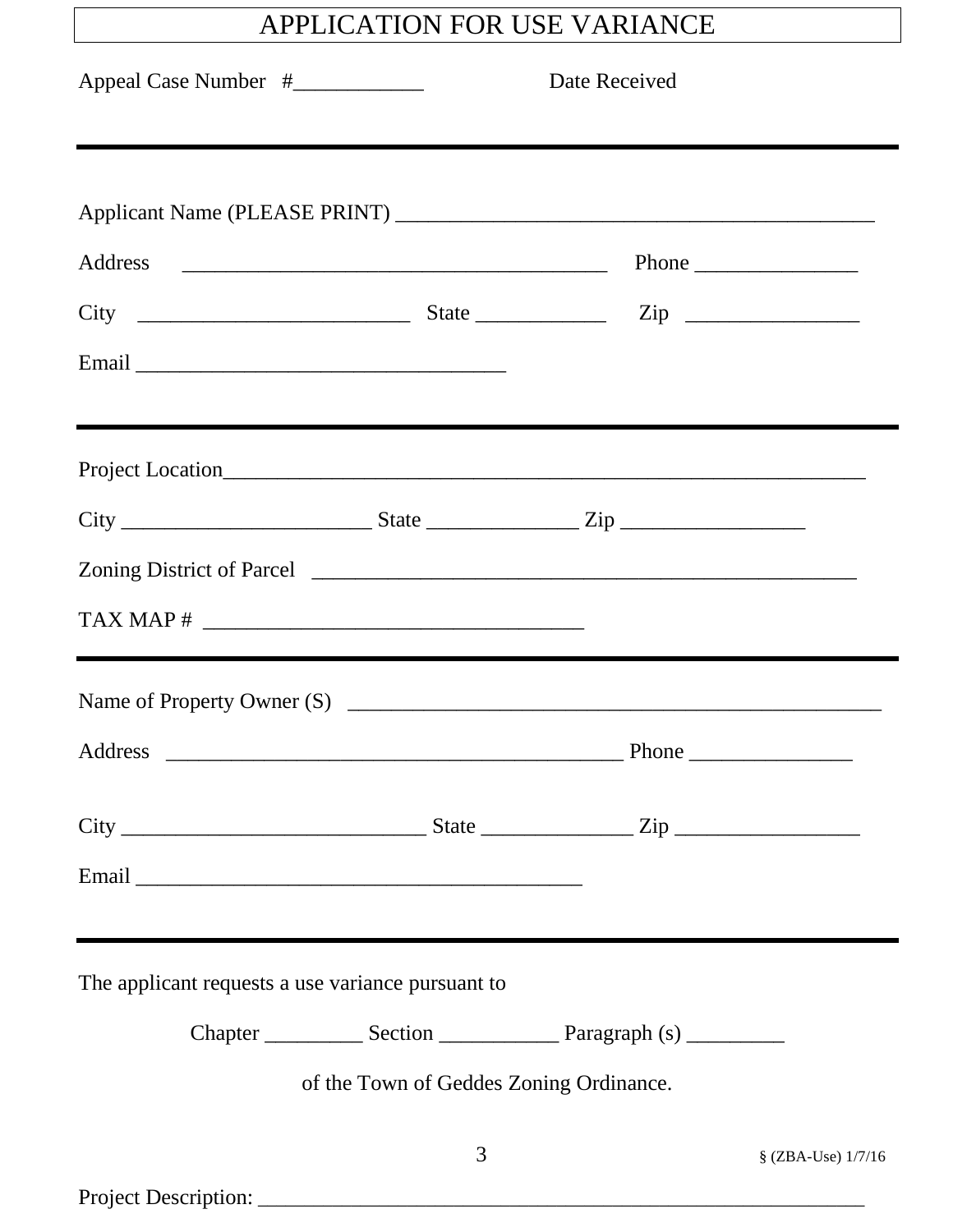# APPLICATION FOR USE VARIANCE

Appeal Case Number #____________ Date Received

---

Applicant Name (PLEASE PRINT) ____________________________________________

Address ________________________________________ Phone _______________

City _________________________ State ____________ Zip ________________

Email __________________________________

---

Project Location_____________________________________________________________

City _______________________ State ______________ Zip _________________

Zoning District of Parcel ___________________________________________________

TAX MAP # __________________________________

---

Name of Property Owner (S) __________________________________________________

Address __________________________________________ Phone _______________

City ____________________________ State ______________ Zip _________________

Email _________________________________________

---

The applicant requests a use variance pursuant to

Chapter _________ Section ___________ Paragraph (s) _________

of the Town of Geddes Zoning Ordinance.

§ (ZBA-Use) 1/7/16

Project Description: _________________________________________________________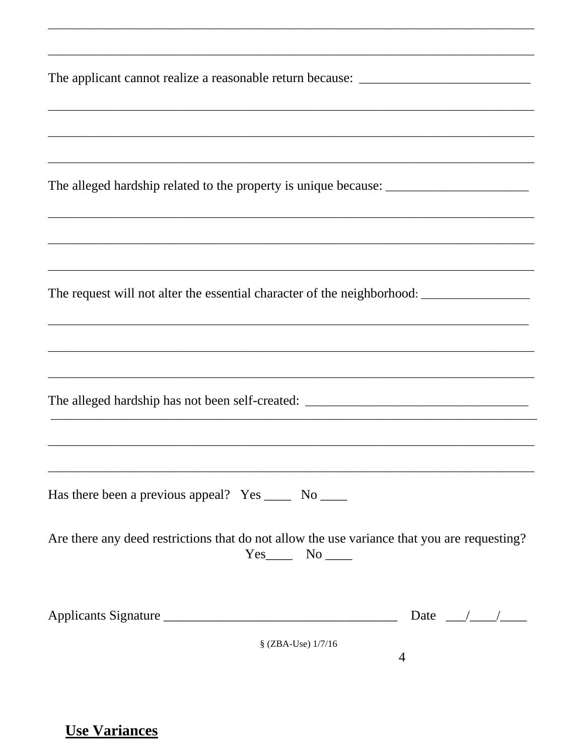________________________________________________________________________________

________________________________________________________________________________

The applicant cannot realize a reasonable return because: ___________________________

________________________________________________________________________________

________________________________________________________________________________

________________________________________________________________________________

The alleged hardship related to the property is unique because: _______________________

________________________________________________________________________________

________________________________________________________________________________

________________________________________________________________________________

The request will not alter the essential character of the neighborhood: _________________

________________________________________________________________________________

________________________________________________________________________________

________________________________________________________________________________

The alleged hardship has not been self-created: ___________________________________

________________________________________________________________________________

________________________________________________________________________________

________________________________________________________________________________

Has there been a previous appeal? Yes ____ No ____

Are there any deed restrictions that do not allow the use variance that you are requesting? Yes____ No ____

Applicants Signature ___________________________________ Date ___/____/____

§ (ZBA-Use) 1/7/16

**Use Variances**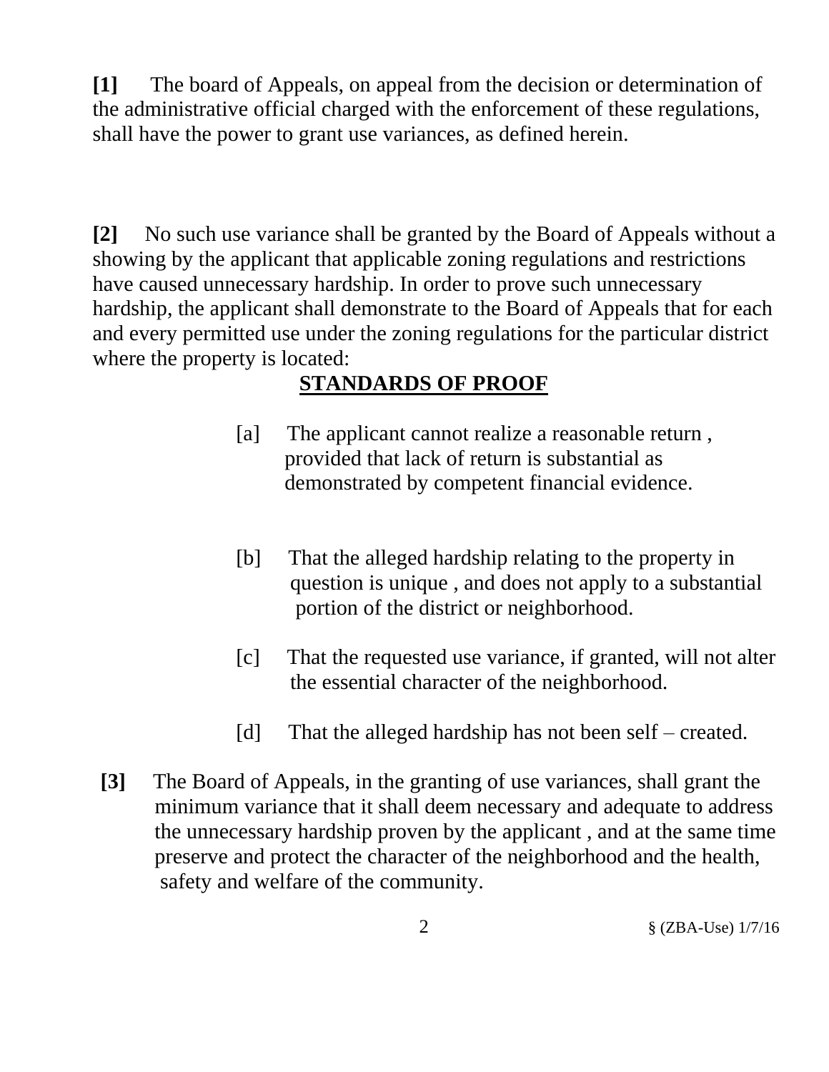**[1]** The board of Appeals, on appeal from the decision or determination of the administrative official charged with the enforcement of these regulations, shall have the power to grant use variances, as defined herein.

**[2]** No such use variance shall be granted by the Board of Appeals without a showing by the applicant that applicable zoning regulations and restrictions have caused unnecessary hardship. In order to prove such unnecessary hardship, the applicant shall demonstrate to the Board of Appeals that for each and every permitted use under the zoning regulations for the particular district where the property is located:

## STANDARDS OF PROOF

[a] The applicant cannot realize a reasonable return , provided that lack of return is substantial as demonstrated by competent financial evidence.

[b] That the alleged hardship relating to the property in question is unique , and does not apply to a substantial portion of the district or neighborhood.

[c] That the requested use variance, if granted, will not alter the essential character of the neighborhood.

[d] That the alleged hardship has not been self – created.

**[3]** The Board of Appeals, in the granting of use variances, shall grant the minimum variance that it shall deem necessary and adequate to address the unnecessary hardship proven by the applicant , and at the same time preserve and protect the character of the neighborhood and the health, safety and welfare of the community.